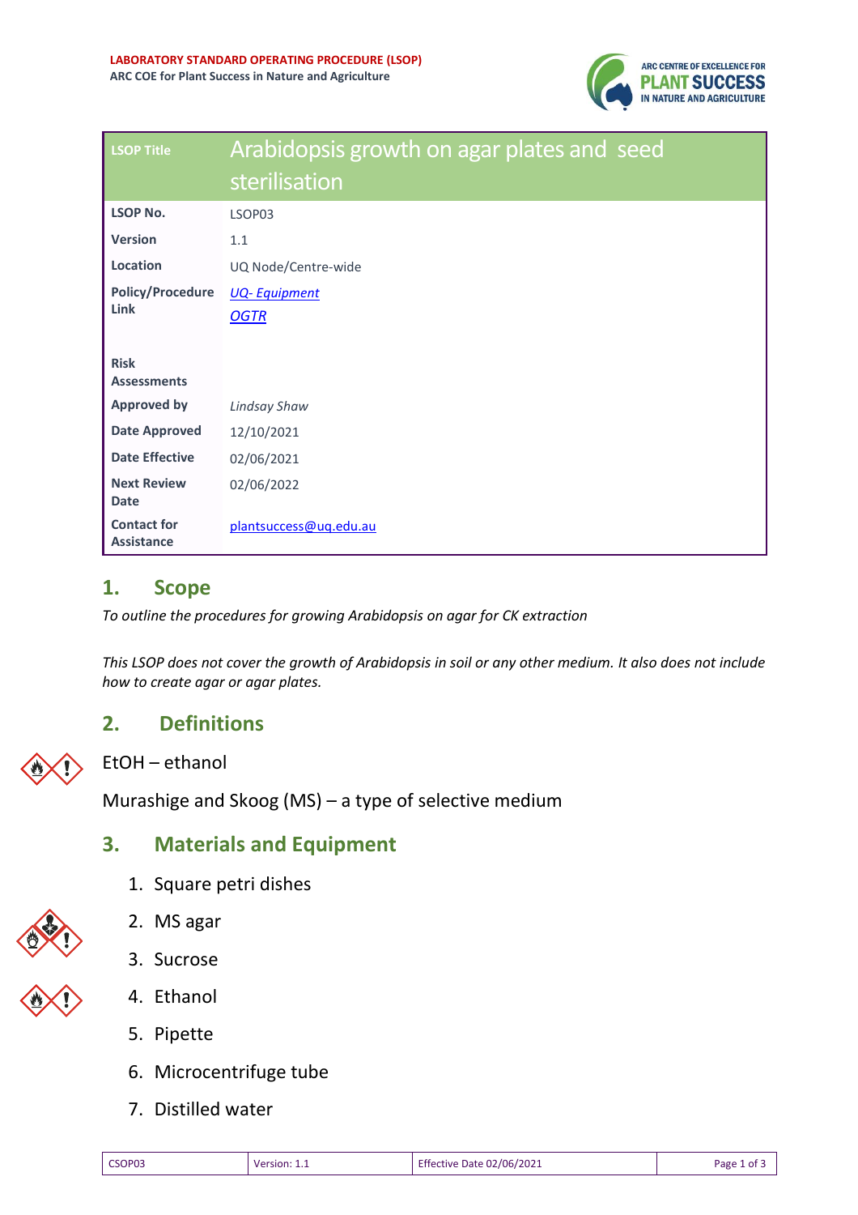**LABORATORY STANDARD OPERATING PROCEDURE (LSOP)**
**ARC COE for Plant Success in Nature and Agriculture**

| LSOP Title | Arabidopsis growth on agar plates and seed sterilisation |
| --- | --- |
| **LSOP No.** | LSOP03 |
| **Version** | 1.1 |
| **Location** | UQ Node/Centre-wide |
| **Policy/Procedure Link** | *UQ- Equipment*<br>*OGTR* |
| **Risk Assessments** | |
| **Approved by** | *Lindsay Shaw* |
| **Date Approved** | 12/10/2021 |
| **Date Effective** | 02/06/2021 |
| **Next Review Date** | 02/06/2022 |
| **Contact for Assistance** | plantsuccess@uq.edu.au |

## 1. Scope

*To outline the procedures for growing Arabidopsis on agar for CK extraction*

*This LSOP does not cover the growth of Arabidopsis in soil or any other medium. It also does not include how to create agar or agar plates.*

## 2. Definitions

EtOH – ethanol

Murashige and Skoog (MS) – a type of selective medium

## 3. Materials and Equipment

1. Square petri dishes
2. MS agar
3. Sucrose
4. Ethanol
5. Pipette
6. Microcentrifuge tube
7. Distilled water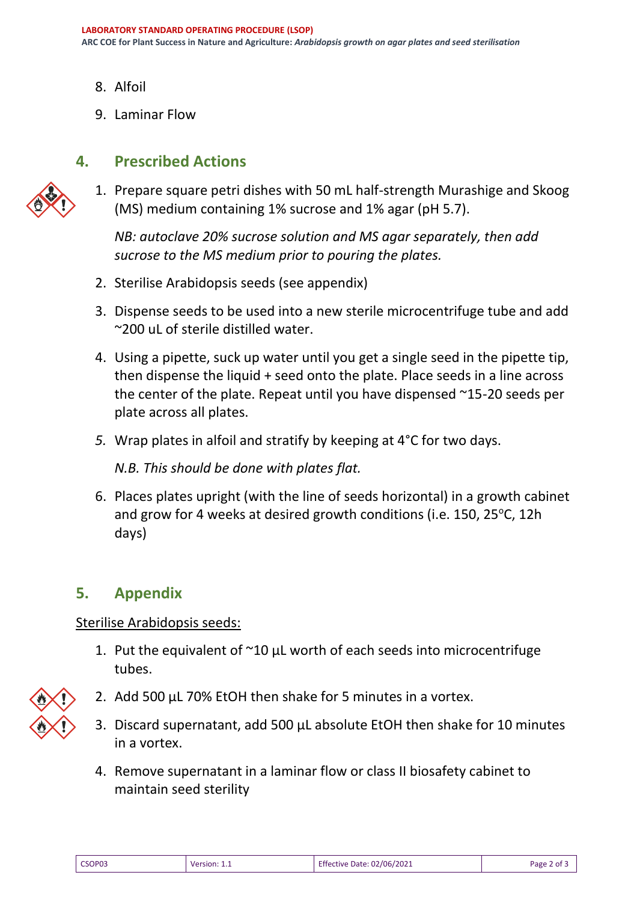8. Alfoil
9. Laminar Flow

## 4. Prescribed Actions

1. Prepare square petri dishes with 50 mL half-strength Murashige and Skoog (MS) medium containing 1% sucrose and 1% agar (pH 5.7).

   *NB: autoclave 20% sucrose solution and MS agar separately, then add sucrose to the MS medium prior to pouring the plates.*

2. Sterilise Arabidopsis seeds (see appendix)
3. Dispense seeds to be used into a new sterile microcentrifuge tube and add ~200 uL of sterile distilled water.
4. Using a pipette, suck up water until you get a single seed in the pipette tip, then dispense the liquid + seed onto the plate. Place seeds in a line across the center of the plate. Repeat until you have dispensed ~15-20 seeds per plate across all plates.
5. Wrap plates in alfoil and stratify by keeping at 4°C for two days.

   *N.B. This should be done with plates flat.*

6. Places plates upright (with the line of seeds horizontal) in a growth cabinet and grow for 4 weeks at desired growth conditions (i.e. 150, 25°C, 12h days)

## 5. Appendix

<u>Sterilise Arabidopsis seeds:</u>

1. Put the equivalent of ~10 µL worth of each seeds into microcentrifuge tubes.
2. Add 500 µL 70% EtOH then shake for 5 minutes in a vortex.
3. Discard supernatant, add 500 µL absolute EtOH then shake for 10 minutes in a vortex.
4. Remove supernatant in a laminar flow or class II biosafety cabinet to maintain seed sterility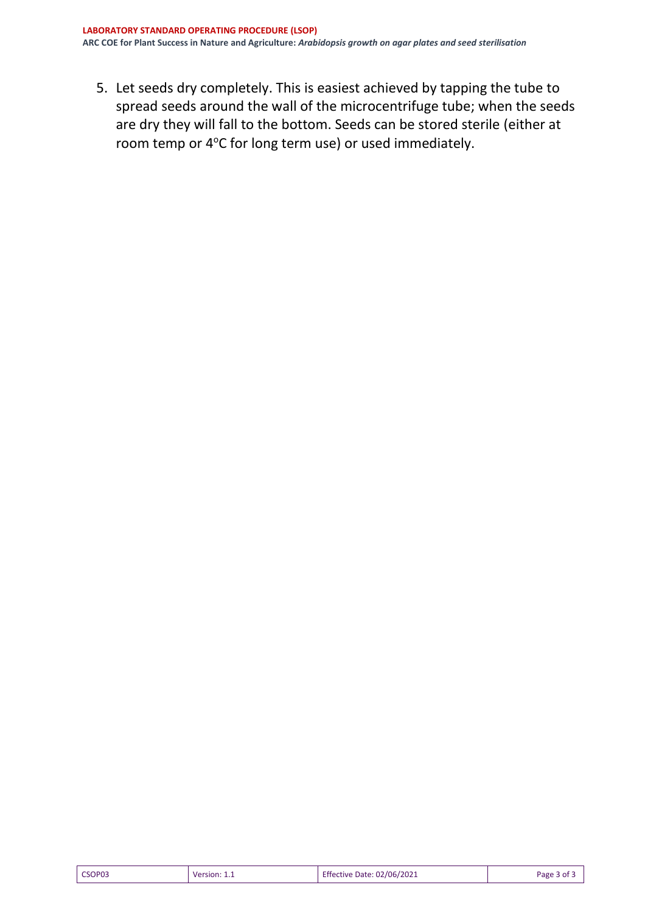5. Let seeds dry completely. This is easiest achieved by tapping the tube to spread seeds around the wall of the microcentrifuge tube; when the seeds are dry they will fall to the bottom. Seeds can be stored sterile (either at room temp or 4$^{o}$C for long term use) or used immediately.